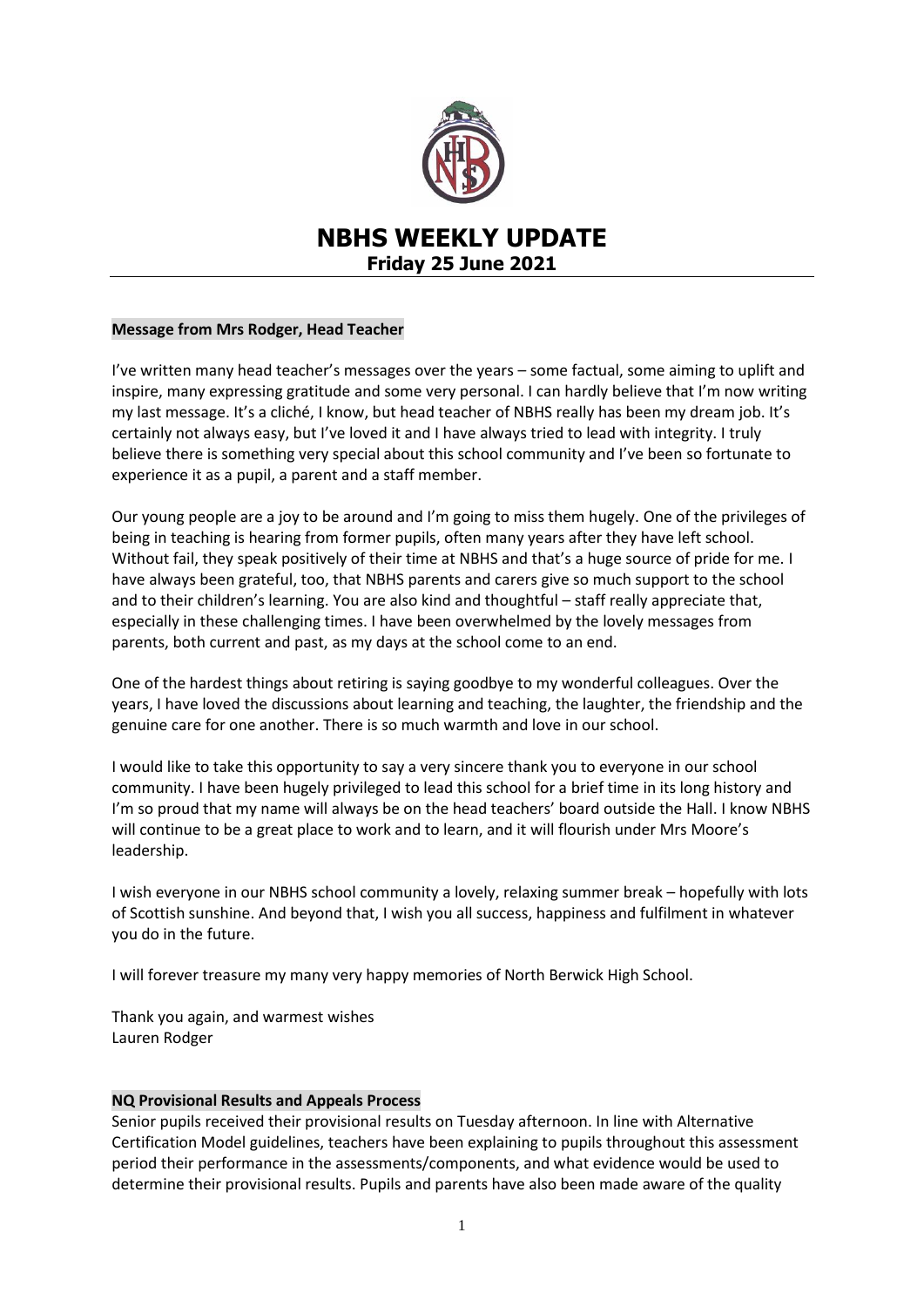# NBHS WEEKLY UPDATE

## Friday 25 June 2021

### Message from Mrs Rodger, Head Teacher

I've written many head teacher's messages over the years – some factual, some aiming to uplift and inspire, many expressing gratitude and some very personal. I can hardly believe that I'm now writing my last message. It's a cliché, I know, but head teacher of NBHS really has been my dream job. It's certainly not always easy, but I've loved it and I have always tried to lead with integrity. I truly believe there is something very special about this school community and I've been so fortunate to experience it as a pupil, a parent and a staff member.

Our young people are a joy to be around and I'm going to miss them hugely. One of the privileges of being in teaching is hearing from former pupils, often many years after they have left school. Without fail, they speak positively of their time at NBHS and that's a huge source of pride for me. I have always been grateful, too, that NBHS parents and carers give so much support to the school and to their children's learning. You are also kind and thoughtful – staff really appreciate that, especially in these challenging times. I have been overwhelmed by the lovely messages from parents, both current and past, as my days at the school come to an end.

One of the hardest things about retiring is saying goodbye to my wonderful colleagues. Over the years, I have loved the discussions about learning and teaching, the laughter, the friendship and the genuine care for one another. There is so much warmth and love in our school.

I would like to take this opportunity to say a very sincere thank you to everyone in our school community. I have been hugely privileged to lead this school for a brief time in its long history and I'm so proud that my name will always be on the head teachers' board outside the Hall. I know NBHS will continue to be a great place to work and to learn, and it will flourish under Mrs Moore's leadership.

I wish everyone in our NBHS school community a lovely, relaxing summer break – hopefully with lots of Scottish sunshine. And beyond that, I wish you all success, happiness and fulfilment in whatever you do in the future.

I will forever treasure my many very happy memories of North Berwick High School.

Thank you again, and warmest wishes
Lauren Rodger

### NQ Provisional Results and Appeals Process

Senior pupils received their provisional results on Tuesday afternoon. In line with Alternative Certification Model guidelines, teachers have been explaining to pupils throughout this assessment period their performance in the assessments/components, and what evidence would be used to determine their provisional results. Pupils and parents have also been made aware of the quality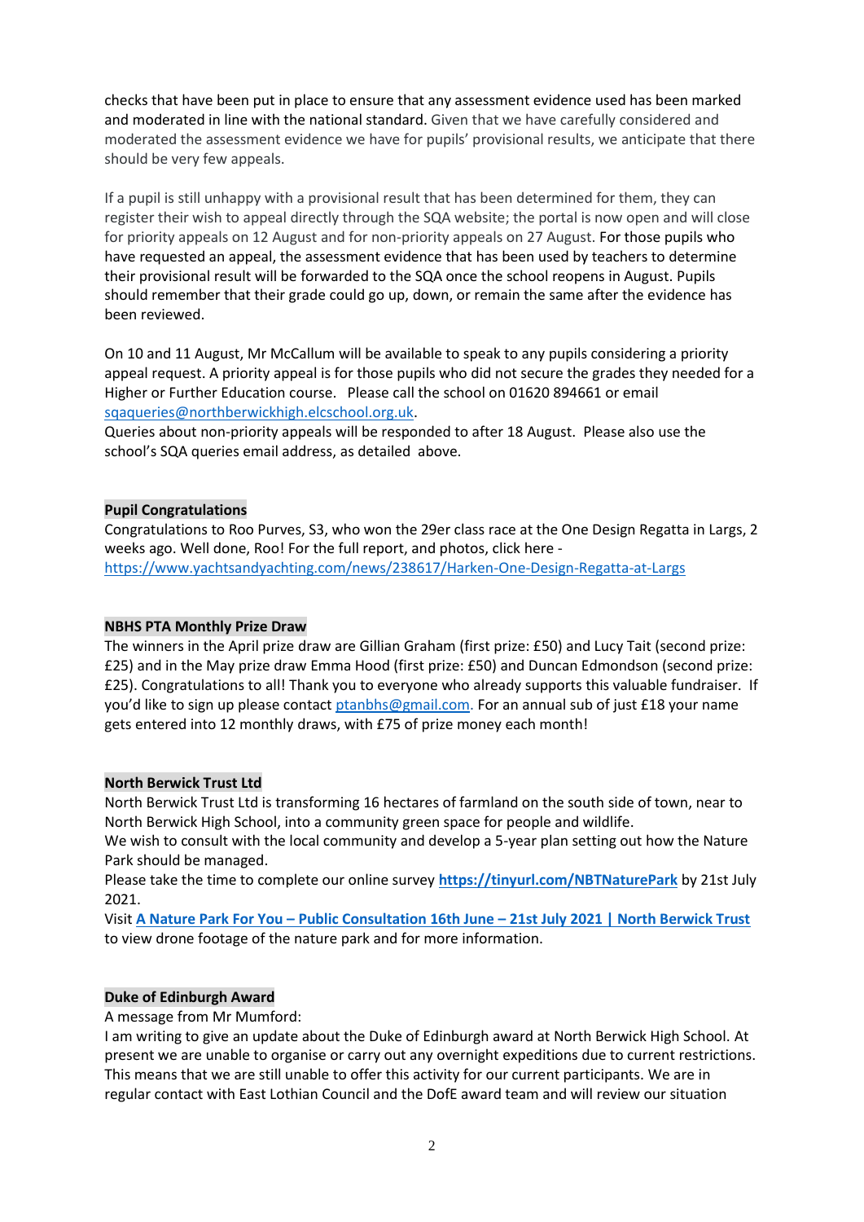checks that have been put in place to ensure that any assessment evidence used has been marked and moderated in line with the national standard. Given that we have carefully considered and moderated the assessment evidence we have for pupils' provisional results, we anticipate that there should be very few appeals.

If a pupil is still unhappy with a provisional result that has been determined for them, they can register their wish to appeal directly through the SQA website; the portal is now open and will close for priority appeals on 12 August and for non-priority appeals on 27 August. For those pupils who have requested an appeal, the assessment evidence that has been used by teachers to determine their provisional result will be forwarded to the SQA once the school reopens in August. Pupils should remember that their grade could go up, down, or remain the same after the evidence has been reviewed.

On 10 and 11 August, Mr McCallum will be available to speak to any pupils considering a priority appeal request. A priority appeal is for those pupils who did not secure the grades they needed for a Higher or Further Education course. Please call the school on 01620 894661 or email [sqaqueries@northberwickhigh.elcschool.org.uk](mailto:sqaqueries@northberwickhigh.elcschool.org.uk).
Queries about non-priority appeals will be responded to after 18 August. Please also use the school's SQA queries email address, as detailed above.

**Pupil Congratulations**

Congratulations to Roo Purves, S3, who won the 29er class race at the One Design Regatta in Largs, 2 weeks ago. Well done, Roo! For the full report, and photos, click here - [https://www.yachtsandyachting.com/news/238617/Harken-One-Design-Regatta-at-Largs](https://www.yachtsandyachting.com/news/238617/Harken-One-Design-Regatta-at-Largs)

**NBHS PTA Monthly Prize Draw**

The winners in the April prize draw are Gillian Graham (first prize: £50) and Lucy Tait (second prize: £25) and in the May prize draw Emma Hood (first prize: £50) and Duncan Edmondson (second prize: £25). Congratulations to all! Thank you to everyone who already supports this valuable fundraiser. If you'd like to sign up please contact [ptanbhs@gmail.com](mailto:ptanbhs@gmail.com). For an annual sub of just £18 your name gets entered into 12 monthly draws, with £75 of prize money each month!

**North Berwick Trust Ltd**

North Berwick Trust Ltd is transforming 16 hectares of farmland on the south side of town, near to North Berwick High School, into a community green space for people and wildlife.
We wish to consult with the local community and develop a 5-year plan setting out how the Nature Park should be managed.
Please take the time to complete our online survey **[https://tinyurl.com/NBTNaturePark](https://tinyurl.com/NBTNaturePark)** by 21st July 2021.
Visit **A Nature Park For You – Public Consultation 16th June – 21st July 2021 | North Berwick Trust** to view drone footage of the nature park and for more information.

**Duke of Edinburgh Award**

A message from Mr Mumford:
I am writing to give an update about the Duke of Edinburgh award at North Berwick High School. At present we are unable to organise or carry out any overnight expeditions due to current restrictions. This means that we are still unable to offer this activity for our current participants. We are in regular contact with East Lothian Council and the DofE award team and will review our situation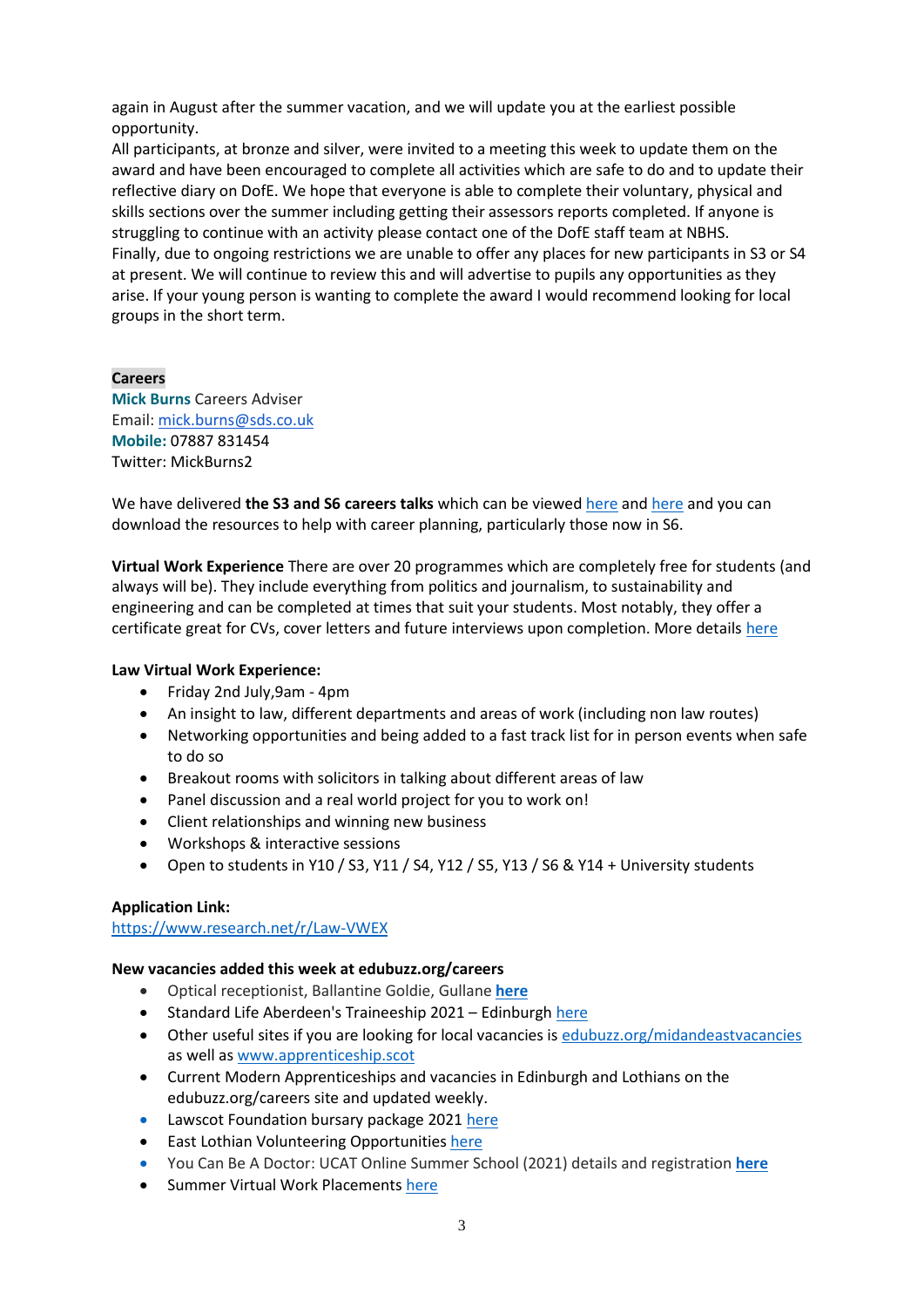again in August after the summer vacation, and we will update you at the earliest possible opportunity.
All participants, at bronze and silver, were invited to a meeting this week to update them on the award and have been encouraged to complete all activities which are safe to do and to update their reflective diary on DofE. We hope that everyone is able to complete their voluntary, physical and skills sections over the summer including getting their assessors reports completed. If anyone is struggling to continue with an activity please contact one of the DofE staff team at NBHS.
Finally, due to ongoing restrictions we are unable to offer any places for new participants in S3 or S4 at present. We will continue to review this and will advertise to pupils any opportunities as they arise. If your young person is wanting to complete the award I would recommend looking for local groups in the short term.

**Careers**

**Mick Burns** Careers Adviser
Email: mick.burns@sds.co.uk
**Mobile:** 07887 831454
Twitter: MickBurns2

We have delivered **the S3 and S6 careers talks** which can be viewed here and here and you can download the resources to help with career planning, particularly those now in S6.

**Virtual Work Experience** There are over 20 programmes which are completely free for students (and always will be). They include everything from politics and journalism, to sustainability and engineering and can be completed at times that suit your students. Most notably, they offer a certificate great for CVs, cover letters and future interviews upon completion. More details here

**Law Virtual Work Experience:**

- Friday 2nd July,9am - 4pm
- An insight to law, different departments and areas of work (including non law routes)
- Networking opportunities and being added to a fast track list for in person events when safe to do so
- Breakout rooms with solicitors in talking about different areas of law
- Panel discussion and a real world project for you to work on!
- Client relationships and winning new business
- Workshops & interactive sessions
- Open to students in Y10 / S3, Y11 / S4, Y12 / S5, Y13 / S6 & Y14 + University students

**Application Link:**
https://www.research.net/r/Law-VWEX

**New vacancies added this week at edubuzz.org/careers**

- Optical receptionist, Ballantine Goldie, Gullane **here**
- Standard Life Aberdeen's Traineeship 2021 – Edinburgh here
- Other useful sites if you are looking for local vacancies is edubuzz.org/midandeastvacancies as well as www.apprenticeship.scot
- Current Modern Apprenticeships and vacancies in Edinburgh and Lothians on the edubuzz.org/careers site and updated weekly.
- Lawscot Foundation bursary package 2021 here
- East Lothian Volunteering Opportunities here
- You Can Be A Doctor: UCAT Online Summer School (2021) details and registration **here**
- Summer Virtual Work Placements here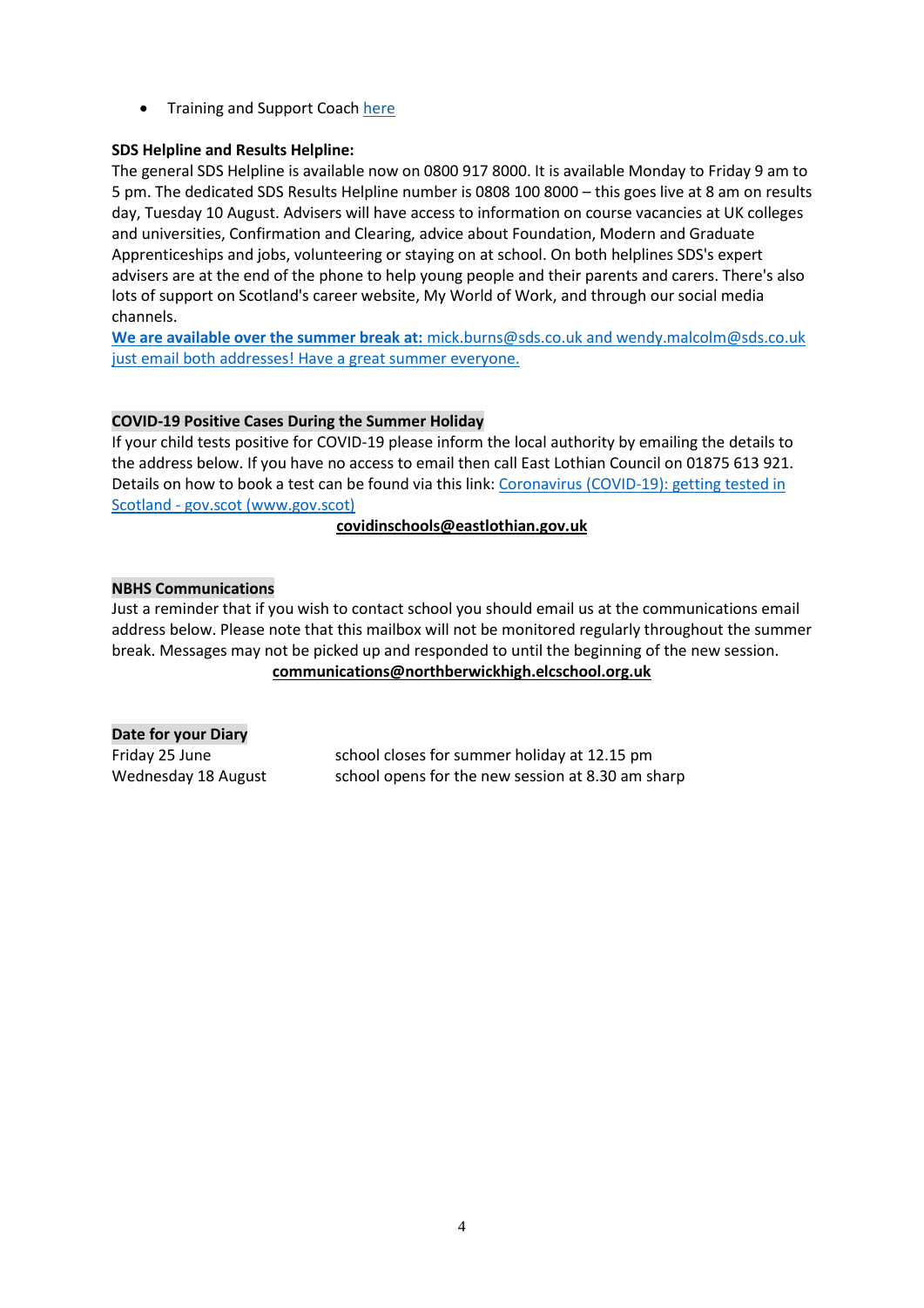- Training and Support Coach here

**SDS Helpline and Results Helpline:**
The general SDS Helpline is available now on 0800 917 8000. It is available Monday to Friday 9 am to 5 pm. The dedicated SDS Results Helpline number is 0808 100 8000 – this goes live at 8 am on results day, Tuesday 10 August. Advisers will have access to information on course vacancies at UK colleges and universities, Confirmation and Clearing, advice about Foundation, Modern and Graduate Apprenticeships and jobs, volunteering or staying on at school. On both helplines SDS's expert advisers are at the end of the phone to help young people and their parents and carers. There's also lots of support on Scotland's career website, My World of Work, and through our social media channels.
**We are available over the summer break at:** mick.burns@sds.co.uk and wendy.malcolm@sds.co.uk just email both addresses! Have a great summer everyone.

**COVID-19 Positive Cases During the Summer Holiday**

If your child tests positive for COVID-19 please inform the local authority by emailing the details to the address below. If you have no access to email then call East Lothian Council on 01875 613 921. Details on how to book a test can be found via this link: Coronavirus (COVID-19): getting tested in Scotland - gov.scot (www.gov.scot)

**covidinschools@eastlothian.gov.uk**

**NBHS Communications**

Just a reminder that if you wish to contact school you should email us at the communications email address below. Please note that this mailbox will not be monitored regularly throughout the summer break. Messages may not be picked up and responded to until the beginning of the new session.

**communications@northberwickhigh.elcschool.org.uk**

**Date for your Diary**

| | |
|---|---|
| Friday 25 June | school closes for summer holiday at 12.15 pm |
| Wednesday 18 August | school opens for the new session at 8.30 am sharp |